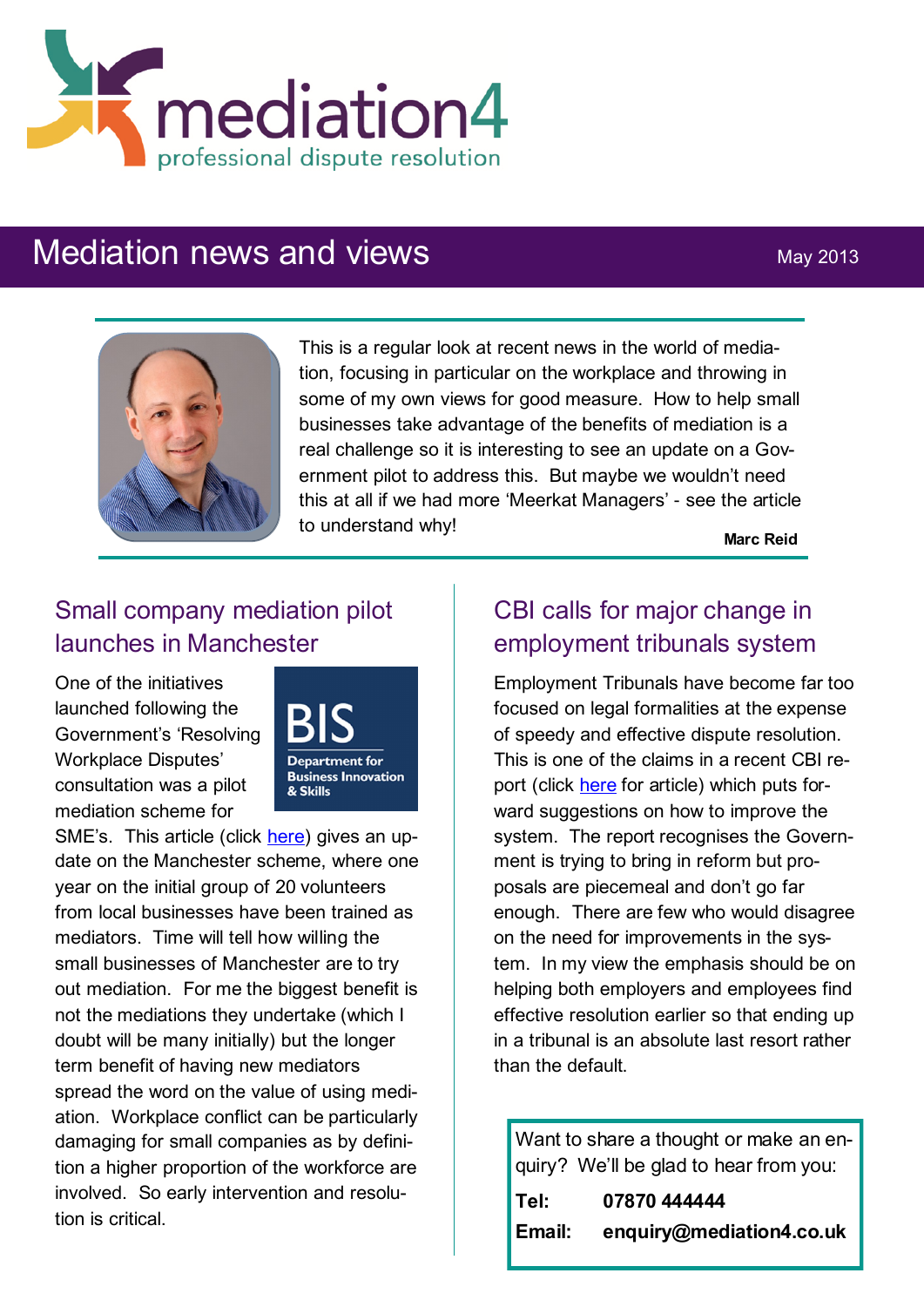mediation4
professional dispute resolution

# Mediation news and views

May 2013

This is a regular look at recent news in the world of mediation, focusing in particular on the workplace and throwing in some of my own views for good measure. How to help small businesses take advantage of the benefits of mediation is a real challenge so it is interesting to see an update on a Government pilot to address this. But maybe we wouldn't need this at all if we had more 'Meerkat Managers' - see the article to understand why!

**Marc Reid**

## Small company mediation pilot launches in Manchester

BIS
Department for Business Innovation & Skills

One of the initiatives launched following the Government's 'Resolving Workplace Disputes' consultation was a pilot mediation scheme for SME's. This article (click here) gives an update on the Manchester scheme, where one year on the initial group of 20 volunteers from local businesses have been trained as mediators. Time will tell how willing the small businesses of Manchester are to try out mediation. For me the biggest benefit is not the mediations they undertake (which I doubt will be many initially) but the longer term benefit of having new mediators spread the word on the value of using mediation. Workplace conflict can be particularly damaging for small companies as by definition a higher proportion of the workforce are involved. So early intervention and resolution is critical.

## CBI calls for major change in employment tribunals system

Employment Tribunals have become far too focused on legal formalities at the expense of speedy and effective dispute resolution. This is one of the claims in a recent CBI report (click here for article) which puts forward suggestions on how to improve the system. The report recognises the Government is trying to bring in reform but proposals are piecemeal and don't go far enough. There are few who would disagree on the need for improvements in the system. In my view the emphasis should be on helping both employers and employees find effective resolution earlier so that ending up in a tribunal is an absolute last resort rather than the default.

Want to share a thought or make an enquiry? We'll be glad to hear from you:

**Tel:** **07870 444444**

**Email:** **enquiry@mediation4.co.uk**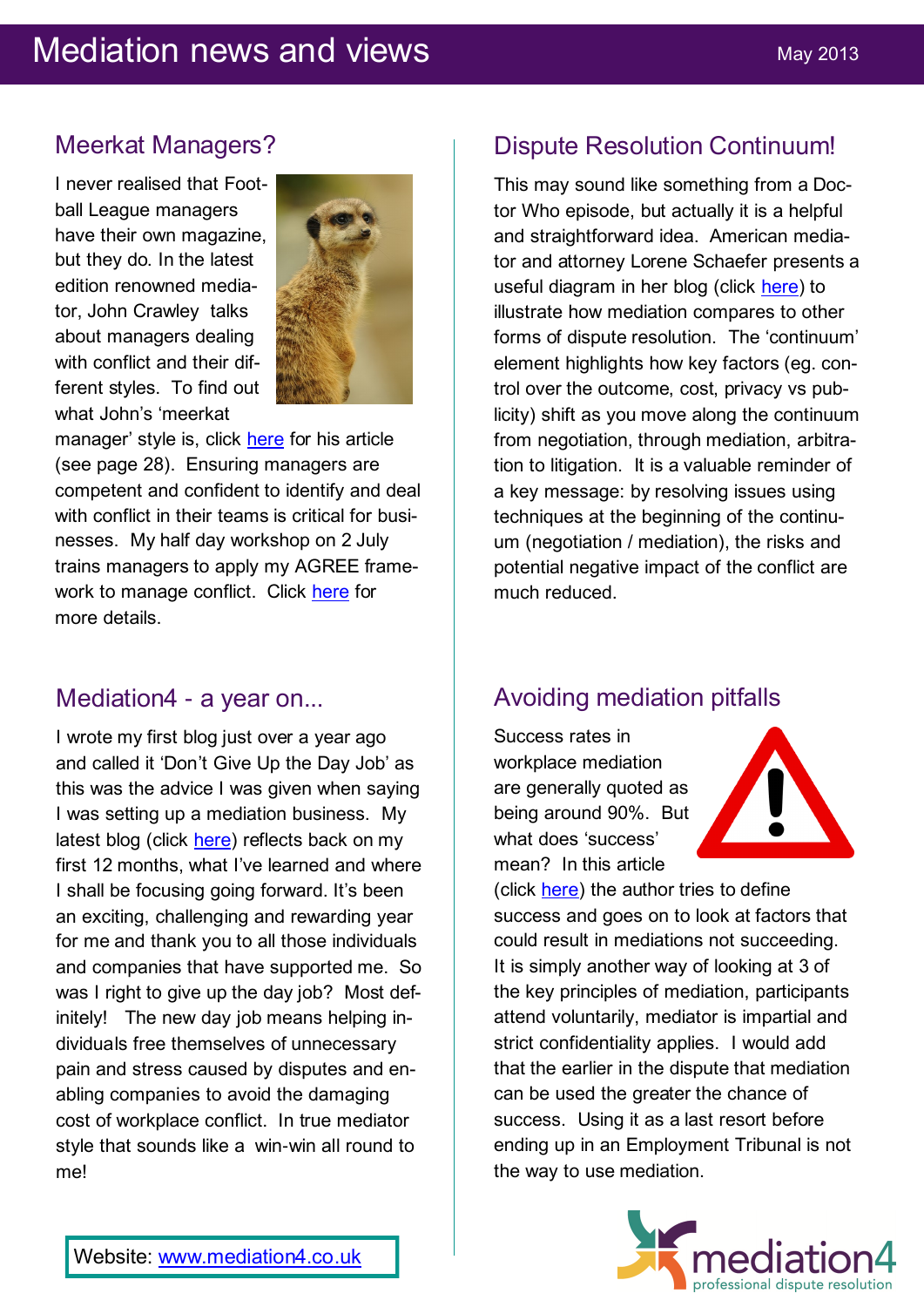# Mediation news and views

May 2013

## Meerkat Managers?

I never realised that Football League managers have their own magazine, but they do. In the latest edition renowned mediator, John Crawley talks about managers dealing with conflict and their different styles. To find out what John's 'meerkat manager' style is, click here for his article (see page 28). Ensuring managers are competent and confident to identify and deal with conflict in their teams is critical for businesses. My half day workshop on 2 July trains managers to apply my AGREE framework to manage conflict. Click here for more details.

## Mediation4 - a year on...

I wrote my first blog just over a year ago and called it 'Don't Give Up the Day Job' as this was the advice I was given when saying I was setting up a mediation business. My latest blog (click here) reflects back on my first 12 months, what I've learned and where I shall be focusing going forward. It's been an exciting, challenging and rewarding year for me and thank you to all those individuals and companies that have supported me. So was I right to give up the day job? Most definitely! The new day job means helping individuals free themselves of unnecessary pain and stress caused by disputes and enabling companies to avoid the damaging cost of workplace conflict. In true mediator style that sounds like a win-win all round to me!

Website: www.mediation4.co.uk

## Dispute Resolution Continuum!

This may sound like something from a Doctor Who episode, but actually it is a helpful and straightforward idea. American mediator and attorney Lorene Schaefer presents a useful diagram in her blog (click here) to illustrate how mediation compares to other forms of dispute resolution. The 'continuum' element highlights how key factors (eg. control over the outcome, cost, privacy vs publicity) shift as you move along the continuum from negotiation, through mediation, arbitration to litigation. It is a valuable reminder of a key message: by resolving issues using techniques at the beginning of the continuum (negotiation / mediation), the risks and potential negative impact of the conflict are much reduced.

## Avoiding mediation pitfalls

Success rates in workplace mediation are generally quoted as being around 90%. But what does 'success' mean? In this article (click here) the author tries to define success and goes on to look at factors that could result in mediations not succeeding. It is simply another way of looking at 3 of the key principles of mediation, participants attend voluntarily, mediator is impartial and strict confidentiality applies. I would add that the earlier in the dispute that mediation can be used the greater the chance of success. Using it as a last resort before ending up in an Employment Tribunal is not the way to use mediation.

mediation4
professional dispute resolution